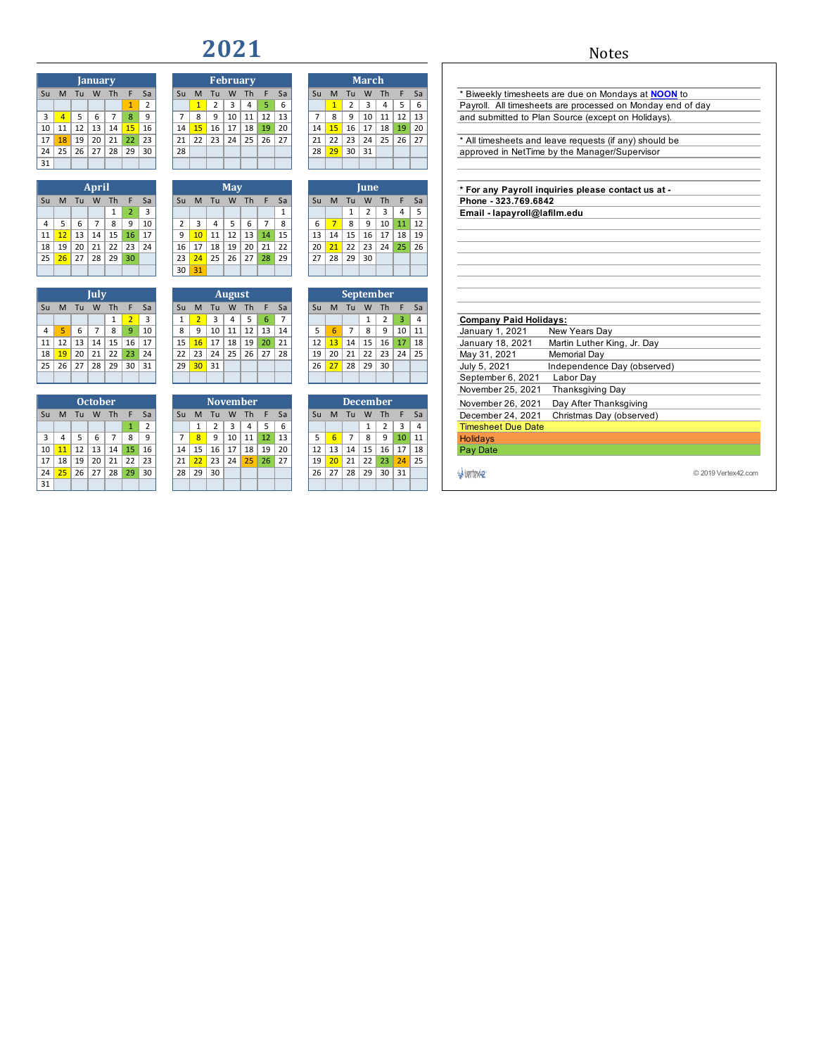# 2021

## January

| Su | M | Tu | W | Th | F | Sa |
|---|---|---|---|---|---|---|
| | | | | | 1 | 2 |
| 3 | 4 | 5 | 6 | 7 | 8 | 9 |
| 10 | 11 | 12 | 13 | 14 | 15 | 16 |
| 17 | 18 | 19 | 20 | 21 | 22 | 23 |
| 24 | 25 | 26 | 27 | 28 | 29 | 30 |
| 31 | | | | | | |

## February

| Su | M | Tu | W | Th | F | Sa |
|---|---|---|---|---|---|---|
| | 1 | 2 | 3 | 4 | 5 | 6 |
| 7 | 8 | 9 | 10 | 11 | 12 | 13 |
| 14 | 15 | 16 | 17 | 18 | 19 | 20 |
| 21 | 22 | 23 | 24 | 25 | 26 | 27 |
| 28 | | | | | | |

## March

| Su | M | Tu | W | Th | F | Sa |
|---|---|---|---|---|---|---|
| | 1 | 2 | 3 | 4 | 5 | 6 |
| 7 | 8 | 9 | 10 | 11 | 12 | 13 |
| 14 | 15 | 16 | 17 | 18 | 19 | 20 |
| 21 | 22 | 23 | 24 | 25 | 26 | 27 |
| 28 | 29 | 30 | 31 | | | |

## April

| Su | M | Tu | W | Th | F | Sa |
|---|---|---|---|---|---|---|
| | | | | 1 | 2 | 3 |
| 4 | 5 | 6 | 7 | 8 | 9 | 10 |
| 11 | 12 | 13 | 14 | 15 | 16 | 17 |
| 18 | 19 | 20 | 21 | 22 | 23 | 24 |
| 25 | 26 | 27 | 28 | 29 | 30 | |

## May

| Su | M | Tu | W | Th | F | Sa |
|---|---|---|---|---|---|---|
| | | | | | | 1 |
| 2 | 3 | 4 | 5 | 6 | 7 | 8 |
| 9 | 10 | 11 | 12 | 13 | 14 | 15 |
| 16 | 17 | 18 | 19 | 20 | 21 | 22 |
| 23 | 24 | 25 | 26 | 27 | 28 | 29 |
| 30 | 31 | | | | | |

## June

| Su | M | Tu | W | Th | F | Sa |
|---|---|---|---|---|---|---|
| | | 1 | 2 | 3 | 4 | 5 |
| 6 | 7 | 8 | 9 | 10 | 11 | 12 |
| 13 | 14 | 15 | 16 | 17 | 18 | 19 |
| 20 | 21 | 22 | 23 | 24 | 25 | 26 |
| 27 | 28 | 29 | 30 | | | |

## July

| Su | M | Tu | W | Th | F | Sa |
|---|---|---|---|---|---|---|
| | | | | 1 | 2 | 3 |
| 4 | 5 | 6 | 7 | 8 | 9 | 10 |
| 11 | 12 | 13 | 14 | 15 | 16 | 17 |
| 18 | 19 | 20 | 21 | 22 | 23 | 24 |
| 25 | 26 | 27 | 28 | 29 | 30 | 31 |

## August

| Su | M | Tu | W | Th | F | Sa |
|---|---|---|---|---|---|---|
| 1 | 2 | 3 | 4 | 5 | 6 | 7 |
| 8 | 9 | 10 | 11 | 12 | 13 | 14 |
| 15 | 16 | 17 | 18 | 19 | 20 | 21 |
| 22 | 23 | 24 | 25 | 26 | 27 | 28 |
| 29 | 30 | 31 | | | | |

## September

| Su | M | Tu | W | Th | F | Sa |
|---|---|---|---|---|---|---|
| | | | 1 | 2 | 3 | 4 |
| 5 | 6 | 7 | 8 | 9 | 10 | 11 |
| 12 | 13 | 14 | 15 | 16 | 17 | 18 |
| 19 | 20 | 21 | 22 | 23 | 24 | 25 |
| 26 | 27 | 28 | 29 | 30 | | |

## October

| Su | M | Tu | W | Th | F | Sa |
|---|---|---|---|---|---|---|
| | | | | | 1 | 2 |
| 3 | 4 | 5 | 6 | 7 | 8 | 9 |
| 10 | 11 | 12 | 13 | 14 | 15 | 16 |
| 17 | 18 | 19 | 20 | 21 | 22 | 23 |
| 24 | 25 | 26 | 27 | 28 | 29 | 30 |
| 31 | | | | | | |

## November

| Su | M | Tu | W | Th | F | Sa |
|---|---|---|---|---|---|---|
| | 1 | 2 | 3 | 4 | 5 | 6 |
| 7 | 8 | 9 | 10 | 11 | 12 | 13 |
| 14 | 15 | 16 | 17 | 18 | 19 | 20 |
| 21 | 22 | 23 | 24 | 25 | 26 | 27 |
| 28 | 29 | 30 | | | | |

## December

| Su | M | Tu | W | Th | F | Sa |
|---|---|---|---|---|---|---|
| | | | 1 | 2 | 3 | 4 |
| 5 | 6 | 7 | 8 | 9 | 10 | 11 |
| 12 | 13 | 14 | 15 | 16 | 17 | 18 |
| 19 | 20 | 21 | 22 | 23 | 24 | 25 |
| 26 | 27 | 28 | 29 | 30 | 31 | |

## Notes

* Biweekly timesheets are due on Mondays at **NOON** to Payroll. All timesheets are processed on Monday end of day and submitted to Plan Source (except on Holidays).

* All timesheets and leave requests (if any) should be approved in NetTime by the Manager/Supervisor

**\* For any Payroll inquiries please contact us at -**
**Phone - 323.769.6842**
**Email - lapayroll@lafilm.edu**

**Company Paid Holidays:**

| Date | Holiday |
|---|---|
| January 1, 2021 | New Years Day |
| January 18, 2021 | Martin Luther King, Jr. Day |
| May 31, 2021 | Memorial Day |
| July 5, 2021 | Independence Day (observed) |
| September 6, 2021 | Labor Day |
| November 25, 2021 | Thanksgiving Day |
| November 26, 2021 | Day After Thanksgiving |
| December 24, 2021 | Christmas Day (observed) |

Timesheet Due Date
Holidays
Pay Date

© 2019 Vertex42.com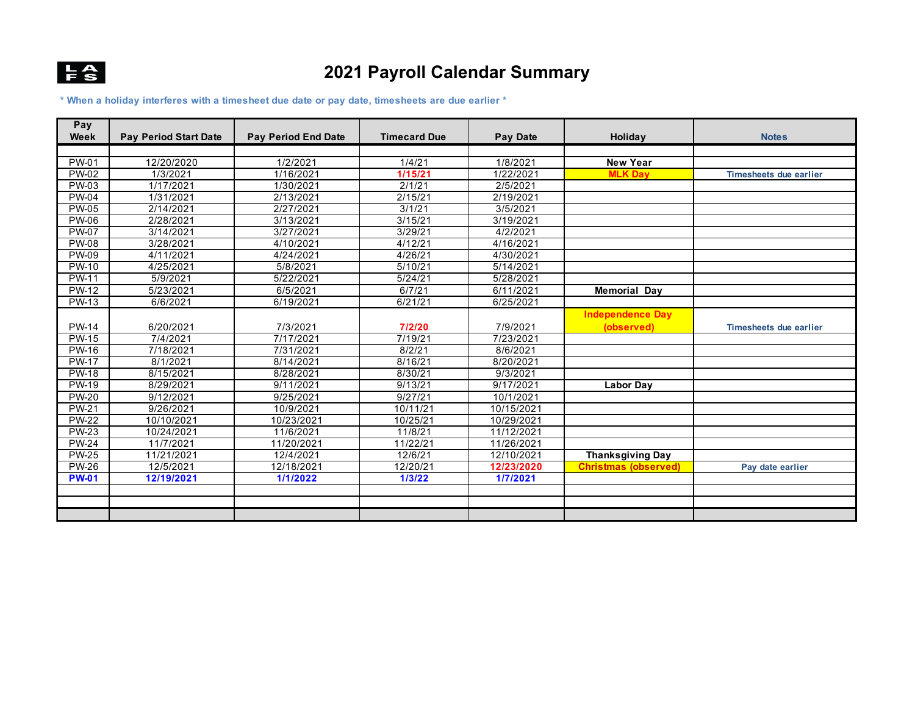# 2021 Payroll Calendar Summary

* When a holiday interferes with a timesheet due date or pay date, timesheets are due earlier *

| Pay Week | Pay Period Start Date | Pay Period End Date | Timecard Due | Pay Date | Holiday | Notes |
|---|---|---|---|---|---|---|
| PW-01 | 12/20/2020 | 1/2/2021 | 1/4/21 | 1/8/2021 | New Year | |
| PW-02 | 1/3/2021 | 1/16/2021 | 1/15/21 | 1/22/2021 | MLK Day | Timesheets due earlier |
| PW-03 | 1/17/2021 | 1/30/2021 | 2/1/21 | 2/5/2021 | | |
| PW-04 | 1/31/2021 | 2/13/2021 | 2/15/21 | 2/19/2021 | | |
| PW-05 | 2/14/2021 | 2/27/2021 | 3/1/21 | 3/5/2021 | | |
| PW-06 | 2/28/2021 | 3/13/2021 | 3/15/21 | 3/19/2021 | | |
| PW-07 | 3/14/2021 | 3/27/2021 | 3/29/21 | 4/2/2021 | | |
| PW-08 | 3/28/2021 | 4/10/2021 | 4/12/21 | 4/16/2021 | | |
| PW-09 | 4/11/2021 | 4/24/2021 | 4/26/21 | 4/30/2021 | | |
| PW-10 | 4/25/2021 | 5/8/2021 | 5/10/21 | 5/14/2021 | | |
| PW-11 | 5/9/2021 | 5/22/2021 | 5/24/21 | 5/28/2021 | | |
| PW-12 | 5/23/2021 | 6/5/2021 | 6/7/21 | 6/11/2021 | Memorial Day | |
| PW-13 | 6/6/2021 | 6/19/2021 | 6/21/21 | 6/25/2021 | | |
| PW-14 | 6/20/2021 | 7/3/2021 | 7/2/20 | 7/9/2021 | Independence Day (observed) | Timesheets due earlier |
| PW-15 | 7/4/2021 | 7/17/2021 | 7/19/21 | 7/23/2021 | | |
| PW-16 | 7/18/2021 | 7/31/2021 | 8/2/21 | 8/6/2021 | | |
| PW-17 | 8/1/2021 | 8/14/2021 | 8/16/21 | 8/20/2021 | | |
| PW-18 | 8/15/2021 | 8/28/2021 | 8/30/21 | 9/3/2021 | | |
| PW-19 | 8/29/2021 | 9/11/2021 | 9/13/21 | 9/17/2021 | Labor Day | |
| PW-20 | 9/12/2021 | 9/25/2021 | 9/27/21 | 10/1/2021 | | |
| PW-21 | 9/26/2021 | 10/9/2021 | 10/11/21 | 10/15/2021 | | |
| PW-22 | 10/10/2021 | 10/23/2021 | 10/25/21 | 10/29/2021 | | |
| PW-23 | 10/24/2021 | 11/6/2021 | 11/8/21 | 11/12/2021 | | |
| PW-24 | 11/7/2021 | 11/20/2021 | 11/22/21 | 11/26/2021 | | |
| PW-25 | 11/21/2021 | 12/4/2021 | 12/6/21 | 12/10/2021 | Thanksgiving Day | |
| PW-26 | 12/5/2021 | 12/18/2021 | 12/20/21 | 12/23/2020 | Christmas (observed) | Pay date earlier |
| **PW-01** | **12/19/2021** | **1/1/2022** | **1/3/22** | **1/7/2021** | | |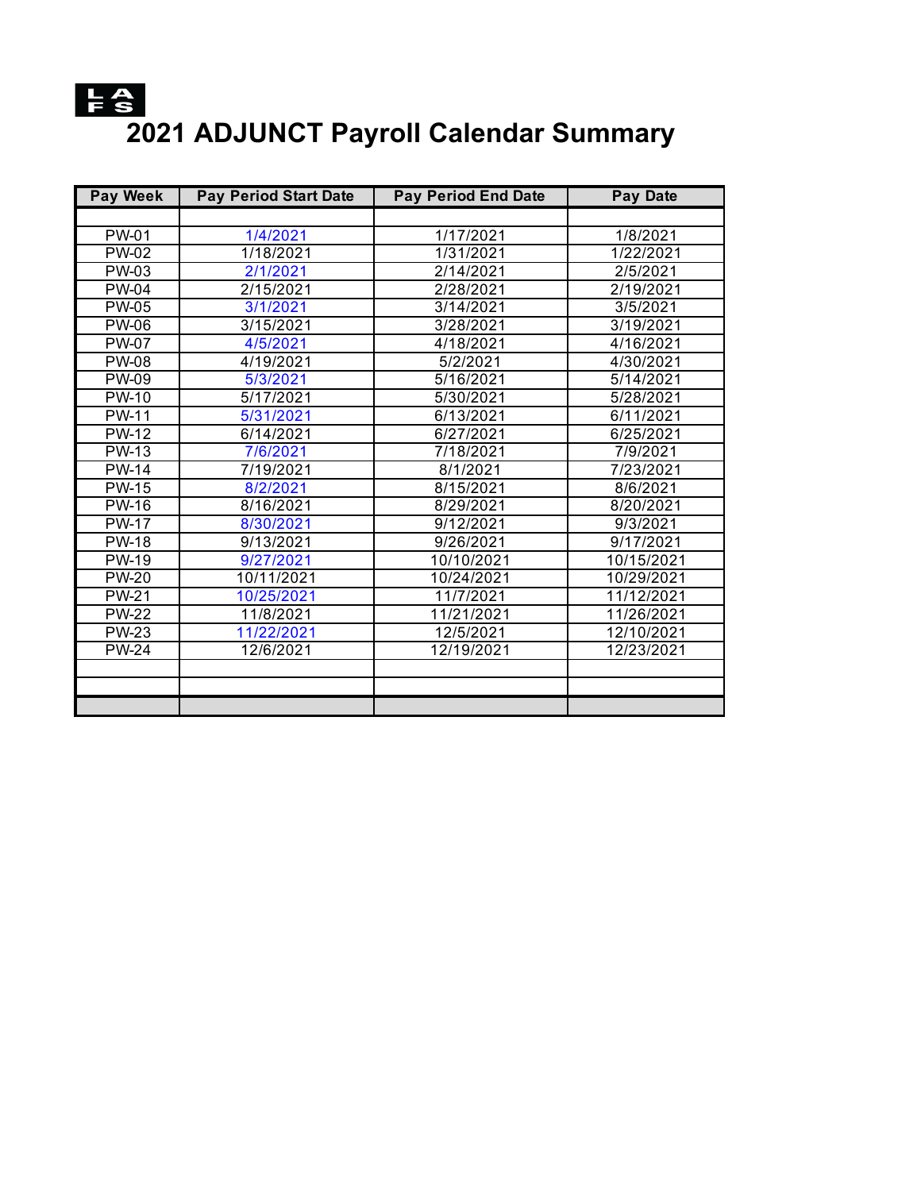LAFS

# 2021 ADJUNCT Payroll Calendar Summary

| Pay Week | Pay Period Start Date | Pay Period End Date | Pay Date |
|---|---|---|---|
| | | | |
| PW-01 | 1/4/2021 | 1/17/2021 | 1/8/2021 |
| PW-02 | 1/18/2021 | 1/31/2021 | 1/22/2021 |
| PW-03 | 2/1/2021 | 2/14/2021 | 2/5/2021 |
| PW-04 | 2/15/2021 | 2/28/2021 | 2/19/2021 |
| PW-05 | 3/1/2021 | 3/14/2021 | 3/5/2021 |
| PW-06 | 3/15/2021 | 3/28/2021 | 3/19/2021 |
| PW-07 | 4/5/2021 | 4/18/2021 | 4/16/2021 |
| PW-08 | 4/19/2021 | 5/2/2021 | 4/30/2021 |
| PW-09 | 5/3/2021 | 5/16/2021 | 5/14/2021 |
| PW-10 | 5/17/2021 | 5/30/2021 | 5/28/2021 |
| PW-11 | 5/31/2021 | 6/13/2021 | 6/11/2021 |
| PW-12 | 6/14/2021 | 6/27/2021 | 6/25/2021 |
| PW-13 | 7/6/2021 | 7/18/2021 | 7/9/2021 |
| PW-14 | 7/19/2021 | 8/1/2021 | 7/23/2021 |
| PW-15 | 8/2/2021 | 8/15/2021 | 8/6/2021 |
| PW-16 | 8/16/2021 | 8/29/2021 | 8/20/2021 |
| PW-17 | 8/30/2021 | 9/12/2021 | 9/3/2021 |
| PW-18 | 9/13/2021 | 9/26/2021 | 9/17/2021 |
| PW-19 | 9/27/2021 | 10/10/2021 | 10/15/2021 |
| PW-20 | 10/11/2021 | 10/24/2021 | 10/29/2021 |
| PW-21 | 10/25/2021 | 11/7/2021 | 11/12/2021 |
| PW-22 | 11/8/2021 | 11/21/2021 | 11/26/2021 |
| PW-23 | 11/22/2021 | 12/5/2021 | 12/10/2021 |
| PW-24 | 12/6/2021 | 12/19/2021 | 12/23/2021 |
| | | | |
| | | | |
| | | | |